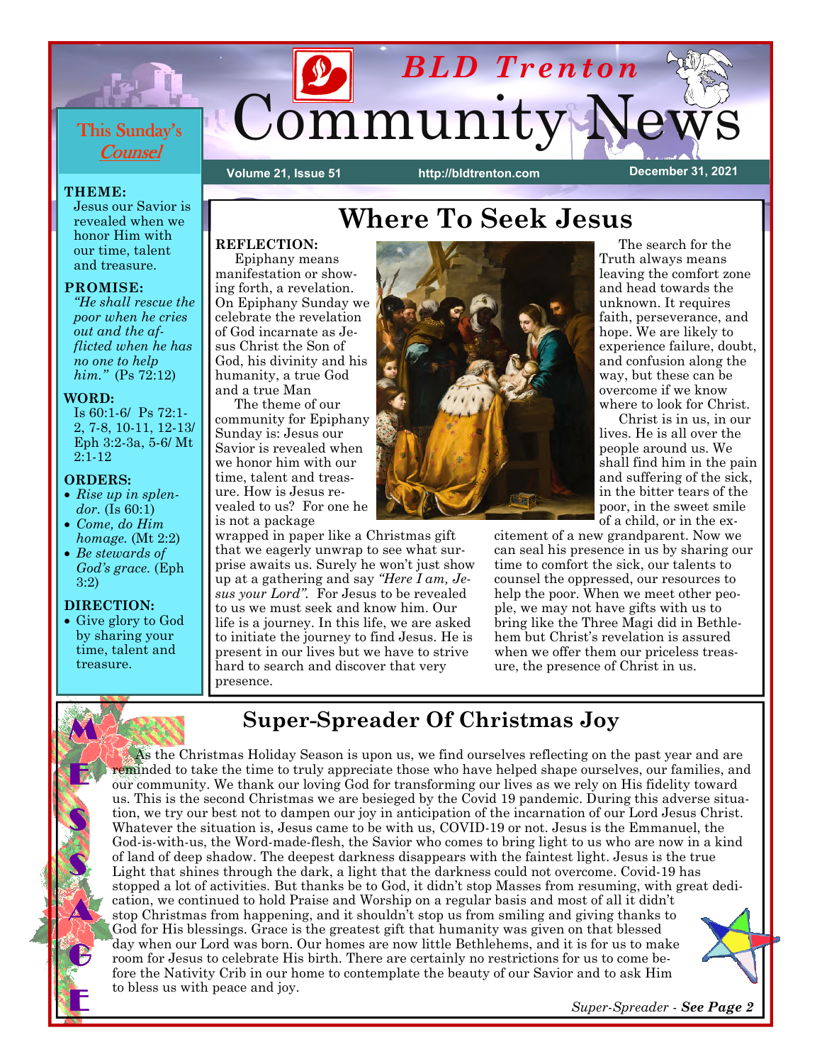# BLD Trenton Community News

Volume 21, Issue 51 | http://bldtrenton.com | December 31, 2021

## This Sunday's *Counsel*

**THEME:**
Jesus our Savior is revealed when we honor Him with our time, talent and treasure.

**PROMISE:**
*"He shall rescue the poor when he cries out and the afflicted when he has no one to help him."* (Ps 72:12)

**WORD:**
Is 60:1-6/ Ps 72:1-2, 7-8, 10-11, 12-13/ Eph 3:2-3a, 5-6/ Mt 2:1-12

**ORDERS:**
- *Rise up in splendor.* (Is 60:1)
- *Come, do Him homage.* (Mt 2:2)
- *Be stewards of God's grace.* (Eph 3:2)

**DIRECTION:**
- Give glory to God by sharing your time, talent and treasure.

## Where To Seek Jesus

**REFLECTION:**

Epiphany means manifestation or showing forth, a revelation. On Epiphany Sunday we celebrate the revelation of God incarnate as Jesus Christ the Son of God, his divinity and his humanity, a true God and a true Man

The theme of our community for Epiphany Sunday is: Jesus our Savior is revealed when we honor him with our time, talent and treasure. How is Jesus revealed to us? For one he is not a package wrapped in paper like a Christmas gift that we eagerly unwrap to see what surprise awaits us. Surely he won't just show up at a gathering and say *"Here I am, Jesus your Lord"*. For Jesus to be revealed to us we must seek and know him. Our life is a journey. In this life, we are asked to initiate the journey to find Jesus. He is present in our lives but we have to strive hard to search and discover that very presence.

The search for the Truth always means leaving the comfort zone and head towards the unknown. It requires faith, perseverance, and hope. We are likely to experience failure, doubt, and confusion along the way, but these can be overcome if we know where to look for Christ.

Christ is in us, in our lives. He is all over the people around us. We shall find him in the pain and suffering of the sick, in the bitter tears of the poor, in the sweet smile of a child, or in the excitement of a new grandparent. Now we can seal his presence in us by sharing our time to comfort the sick, our talents to counsel the oppressed, our resources to help the poor. When we meet other people, we may not have gifts with us to bring like the Three Magi did in Bethlehem but Christ's revelation is assured when we offer them our priceless treasure, the presence of Christ in us.

## MESSAGE

## Super-Spreader Of Christmas Joy

As the Christmas Holiday Season is upon us, we find ourselves reflecting on the past year and are reminded to take the time to truly appreciate those who have helped shape ourselves, our families, and our community. We thank our loving God for transforming our lives as we rely on His fidelity toward us. This is the second Christmas we are besieged by the Covid 19 pandemic. During this adverse situation, we try our best not to dampen our joy in anticipation of the incarnation of our Lord Jesus Christ. Whatever the situation is, Jesus came to be with us, COVID-19 or not. Jesus is the Emmanuel, the God-is-with-us, the Word-made-flesh, the Savior who comes to bring light to us who are now in a kind of land of deep shadow. The deepest darkness disappears with the faintest light. Jesus is the true Light that shines through the dark, a light that the darkness could not overcome. Covid-19 has stopped a lot of activities. But thanks be to God, it didn't stop Masses from resuming, with great dedication, we continued to hold Praise and Worship on a regular basis and most of all it didn't stop Christmas from happening, and it shouldn't stop us from smiling and giving thanks to God for His blessings. Grace is the greatest gift that humanity was given on that blessed day when our Lord was born. Our homes are now little Bethlehems, and it is for us to make room for Jesus to celebrate His birth. There are certainly no restrictions for us to come before the Nativity Crib in our home to contemplate the beauty of our Savior and to ask Him to bless us with peace and joy.

*Super-Spreader - **See Page 2***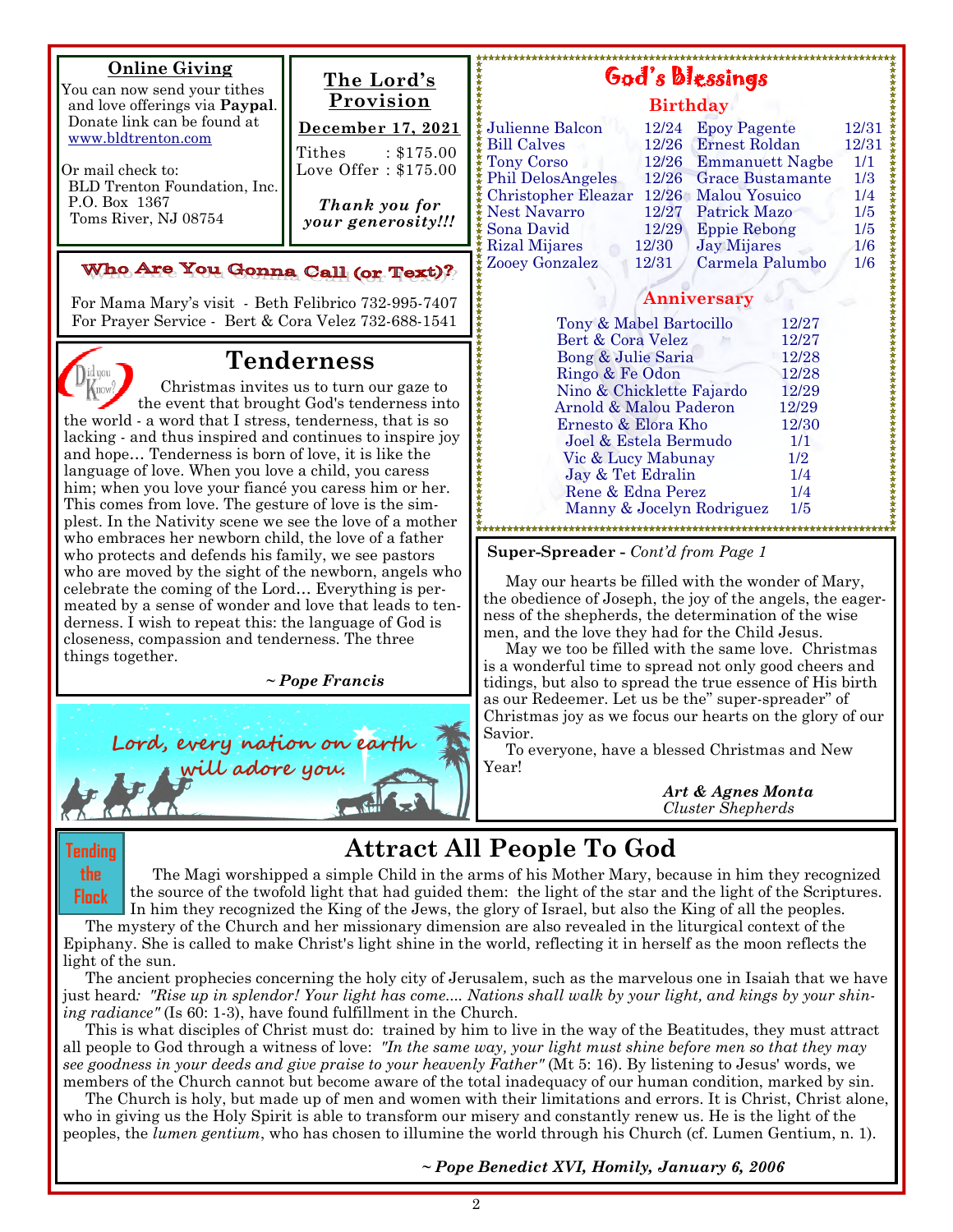## Online Giving

You can now send your tithes and love offerings via **Paypal**. Donate link can be found at www.bldtrenton.com

Or mail check to:
BLD Trenton Foundation, Inc.
P.O. Box 1367
Toms River, NJ 08754

## The Lord's Provision

**December 17, 2021**

Tithes : $175.00
Love Offer : $175.00

***Thank you for your generosity!!!***

## Who Are You Gonna Call (or Text)?

For Mama Mary's visit - Beth Felibrico 732-995-7407
For Prayer Service - Bert & Cora Velez 732-688-1541

## Tenderness

Did you Know?

Christmas invites us to turn our gaze to the event that brought God's tenderness into the world - a word that I stress, tenderness, that is so lacking - and thus inspired and continues to inspire joy and hope… Tenderness is born of love, it is like the language of love. When you love a child, you caress him; when you love your fiancé you caress him or her. This comes from love. The gesture of love is the simplest. In the Nativity scene we see the love of a mother who embraces her newborn child, the love of a father who protects and defends his family, we see pastors who are moved by the sight of the newborn, angels who celebrate the coming of the Lord… Everything is permeated by a sense of wonder and love that leads to tenderness. I wish to repeat this: the language of God is closeness, compassion and tenderness. The three things together.

***~ Pope Francis***

Lord, every nation on earth will adore you.

## God's Blessings

### Birthday

| | | | |
|---|---|---|---|
| Julienne Balcon | 12/24 | Epoy Pagente | 12/31 |
| Bill Calves | 12/26 | Ernest Roldan | 12/31 |
| Tony Corso | 12/26 | Emmanuett Nagbe | 1/1 |
| Phil DelosAngeles | 12/26 | Grace Bustamante | 1/3 |
| Christopher Eleazar | 12/26 | Malou Yosuico | 1/4 |
| Nest Navarro | 12/27 | Patrick Mazo | 1/5 |
| Sona David | 12/29 | Eppie Rebong | 1/5 |
| Rizal Mijares | 12/30 | Jay Mijares | 1/6 |
| Zooey Gonzalez | 12/31 | Carmela Palumbo | 1/6 |

### Anniversary

| | |
|---|---|
| Tony & Mabel Bartocillo | 12/27 |
| Bert & Cora Velez | 12/27 |
| Bong & Julie Saria | 12/28 |
| Ringo & Fe Odon | 12/28 |
| Nino & Chicklette Fajardo | 12/29 |
| Arnold & Malou Paderon | 12/29 |
| Ernesto & Elora Kho | 12/30 |
| Joel & Estela Bermudo | 1/1 |
| Vic & Lucy Mabunay | 1/2 |
| Jay & Tet Edralin | 1/4 |
| Rene & Edna Perez | 1/4 |
| Manny & Jocelyn Rodriguez | 1/5 |

**Super-Spreader** - *Cont'd from Page 1*

May our hearts be filled with the wonder of Mary, the obedience of Joseph, the joy of the angels, the eagerness of the shepherds, the determination of the wise men, and the love they had for the Child Jesus.

May we too be filled with the same love. Christmas is a wonderful time to spread not only good cheers and tidings, but also to spread the true essence of His birth as our Redeemer. Let us be the" super-spreader" of Christmas joy as we focus our hearts on the glory of our Savior.

To everyone, have a blessed Christmas and New Year!

***Art & Agnes Monta***
*Cluster Shepherds*

## Attract All People To God

Tending the Flock

The Magi worshipped a simple Child in the arms of his Mother Mary, because in him they recognized the source of the twofold light that had guided them: the light of the star and the light of the Scriptures. In him they recognized the King of the Jews, the glory of Israel, but also the King of all the peoples.

The mystery of the Church and her missionary dimension are also revealed in the liturgical context of the Epiphany. She is called to make Christ's light shine in the world, reflecting it in herself as the moon reflects the light of the sun.

The ancient prophecies concerning the holy city of Jerusalem, such as the marvelous one in Isaiah that we have just heard: *"Rise up in splendor! Your light has come.... Nations shall walk by your light, and kings by your shining radiance"* (Is 60: 1-3), have found fulfillment in the Church.

This is what disciples of Christ must do: trained by him to live in the way of the Beatitudes, they must attract all people to God through a witness of love: *"In the same way, your light must shine before men so that they may see goodness in your deeds and give praise to your heavenly Father"* (Mt 5: 16). By listening to Jesus' words, we members of the Church cannot but become aware of the total inadequacy of our human condition, marked by sin.

The Church is holy, but made up of men and women with their limitations and errors. It is Christ, Christ alone, who in giving us the Holy Spirit is able to transform our misery and constantly renew us. He is the light of the peoples, the *lumen gentium*, who has chosen to illumine the world through his Church (cf. Lumen Gentium, n. 1).

***~ Pope Benedict XVI, Homily, January 6, 2006***